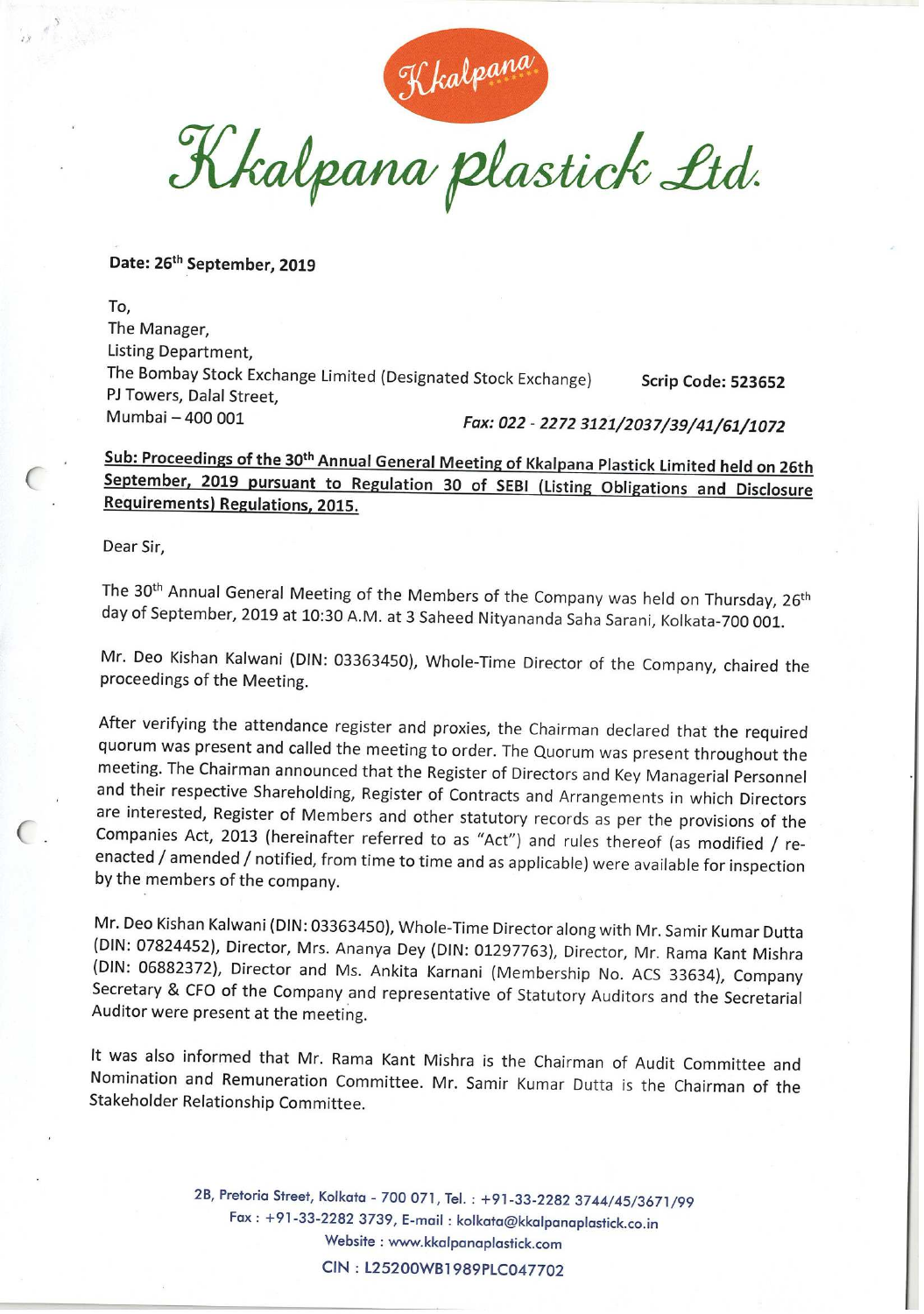# Kkalpana plastick Ltd.

**Date: 26th September, 2019**

To,
The Manager,
Listing Department,
The Bombay Stock Exchange Limited (Designated Stock Exchange)
PJ Towers, Dalal Street,
Mumbai – 400 001

**Scrip Code: 523652**

*Fax: 022 - 2272 3121/2037/39/41/61/1072*

**Sub: Proceedings of the 30th Annual General Meeting of Kkalpana Plastick Limited held on 26th September, 2019 pursuant to Regulation 30 of SEBI (Listing Obligations and Disclosure Requirements) Regulations, 2015.**

Dear Sir,

The 30th Annual General Meeting of the Members of the Company was held on Thursday, 26th day of September, 2019 at 10:30 A.M. at 3 Saheed Nityananda Saha Sarani, Kolkata-700 001.

Mr. Deo Kishan Kalwani (DIN: 03363450), Whole-Time Director of the Company, chaired the proceedings of the Meeting.

After verifying the attendance register and proxies, the Chairman declared that the required quorum was present and called the meeting to order. The Quorum was present throughout the meeting. The Chairman announced that the Register of Directors and Key Managerial Personnel and their respective Shareholding, Register of Contracts and Arrangements in which Directors are interested, Register of Members and other statutory records as per the provisions of the Companies Act, 2013 (hereinafter referred to as "Act") and rules thereof (as modified / re-enacted / amended / notified, from time to time and as applicable) were available for inspection by the members of the company.

Mr. Deo Kishan Kalwani (DIN: 03363450), Whole-Time Director along with Mr. Samir Kumar Dutta (DIN: 07824452), Director, Mrs. Ananya Dey (DIN: 01297763), Director, Mr. Rama Kant Mishra (DIN: 06882372), Director and Ms. Ankita Karnani (Membership No. ACS 33634), Company Secretary & CFO of the Company and representative of Statutory Auditors and the Secretarial Auditor were present at the meeting.

It was also informed that Mr. Rama Kant Mishra is the Chairman of Audit Committee and Nomination and Remuneration Committee. Mr. Samir Kumar Dutta is the Chairman of the Stakeholder Relationship Committee.

2B, Pretoria Street, Kolkata - 700 071, Tel. : +91-33-2282 3744/45/3671/99
Fax : +91-33-2282 3739, E-mail : kolkata@kkalpanaplastick.co.in
Website : www.kkalpanaplastick.com
CIN : L25200WB1989PLC047702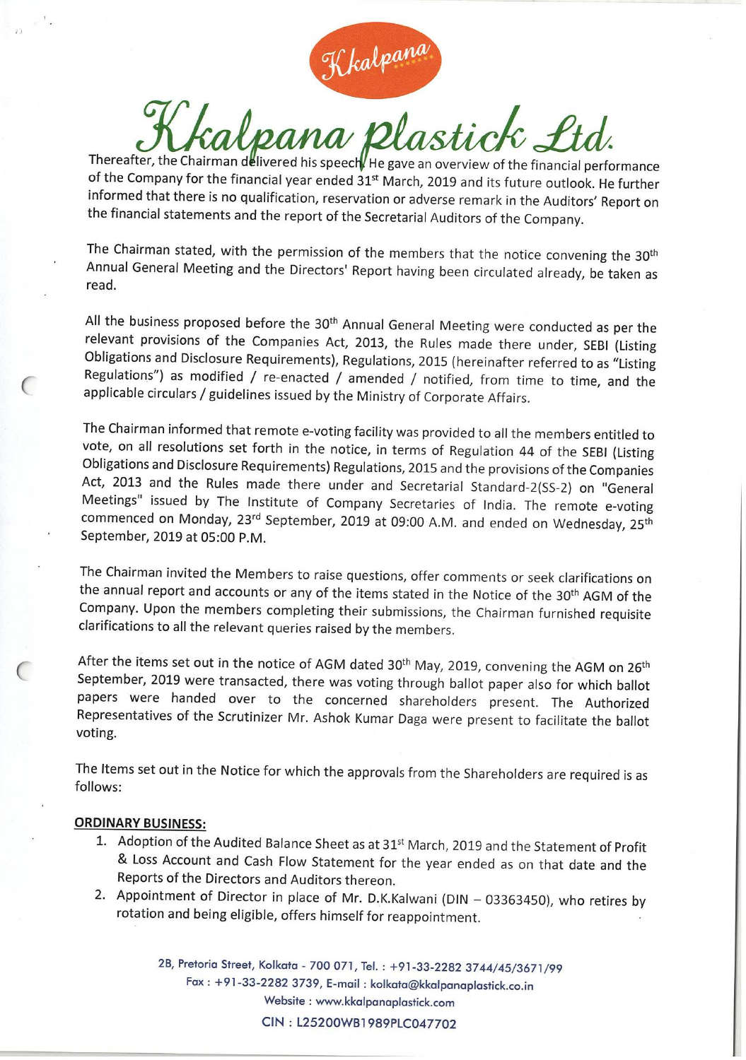Thereafter, the Chairman delivered his speech. He gave an overview of the financial performance of the Company for the financial year ended 31st March, 2019 and its future outlook. He further informed that there is no qualification, reservation or adverse remark in the Auditors' Report on the financial statements and the report of the Secretarial Auditors of the Company.

The Chairman stated, with the permission of the members that the notice convening the 30th Annual General Meeting and the Directors' Report having been circulated already, be taken as read.

All the business proposed before the 30th Annual General Meeting were conducted as per the relevant provisions of the Companies Act, 2013, the Rules made there under, SEBI (Listing Obligations and Disclosure Requirements), Regulations, 2015 (hereinafter referred to as "Listing Regulations") as modified / re-enacted / amended / notified, from time to time, and the applicable circulars / guidelines issued by the Ministry of Corporate Affairs.

The Chairman informed that remote e-voting facility was provided to all the members entitled to vote, on all resolutions set forth in the notice, in terms of Regulation 44 of the SEBI (Listing Obligations and Disclosure Requirements) Regulations, 2015 and the provisions of the Companies Act, 2013 and the Rules made there under and Secretarial Standard-2(SS-2) on "General Meetings" issued by The Institute of Company Secretaries of India. The remote e-voting commenced on Monday, 23rd September, 2019 at 09:00 A.M. and ended on Wednesday, 25th September, 2019 at 05:00 P.M.

The Chairman invited the Members to raise questions, offer comments or seek clarifications on the annual report and accounts or any of the items stated in the Notice of the 30th AGM of the Company. Upon the members completing their submissions, the Chairman furnished requisite clarifications to all the relevant queries raised by the members.

After the items set out in the notice of AGM dated 30th May, 2019, convening the AGM on 26th September, 2019 were transacted, there was voting through ballot paper also for which ballot papers were handed over to the concerned shareholders present. The Authorized Representatives of the Scrutinizer Mr. Ashok Kumar Daga were present to facilitate the ballot voting.

The Items set out in the Notice for which the approvals from the Shareholders are required is as follows:

**ORDINARY BUSINESS:**

1. Adoption of the Audited Balance Sheet as at 31st March, 2019 and the Statement of Profit & Loss Account and Cash Flow Statement for the year ended as on that date and the Reports of the Directors and Auditors thereon.
2. Appointment of Director in place of Mr. D.K.Kalwani (DIN – 03363450), who retires by rotation and being eligible, offers himself for reappointment.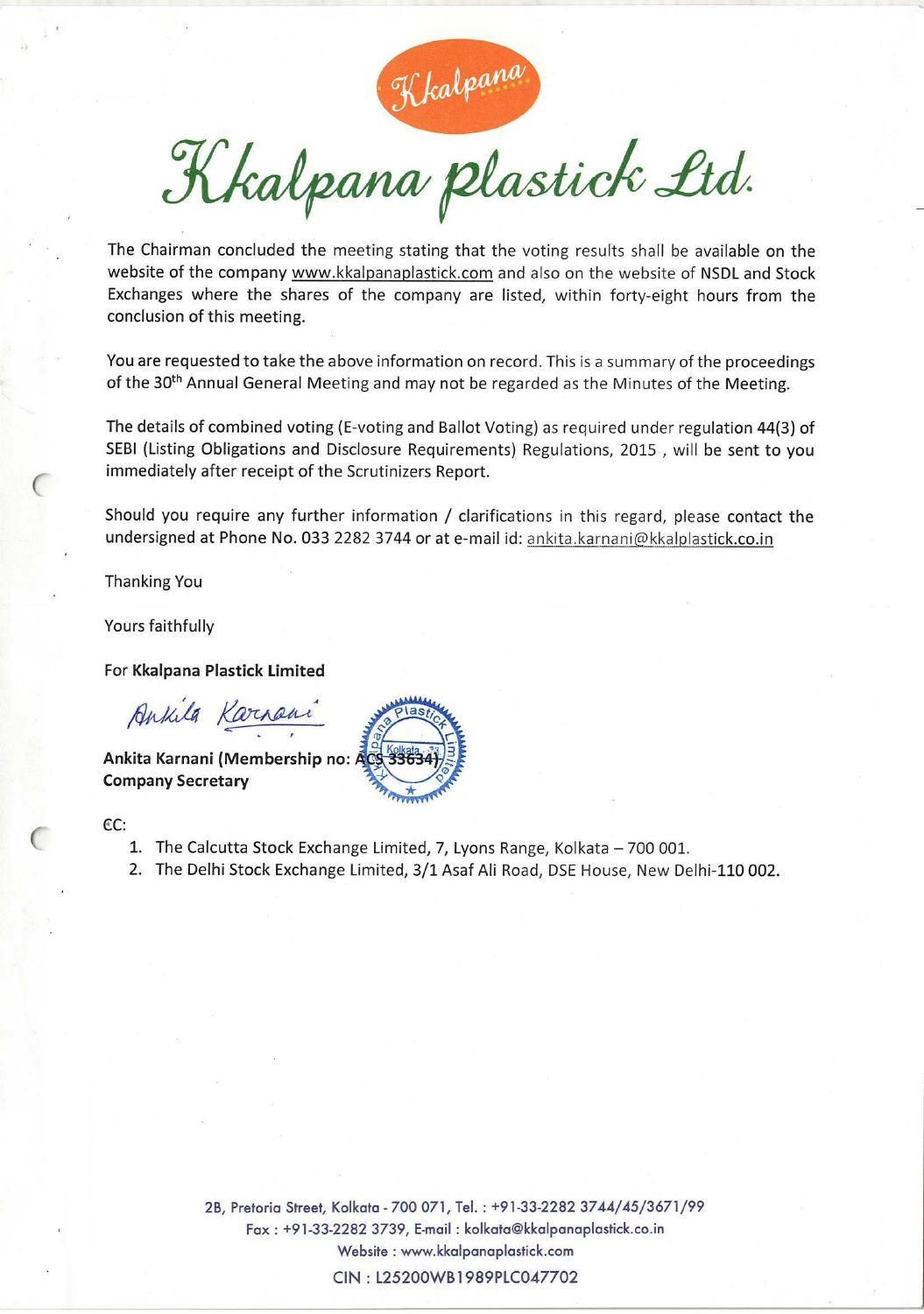# Kkalpana plastick Ltd.

The Chairman concluded the meeting stating that the voting results shall be available on the website of the company www.kkalpanaplastick.com and also on the website of NSDL and Stock Exchanges where the shares of the company are listed, within forty-eight hours from the conclusion of this meeting.

You are requested to take the above information on record. This is a summary of the proceedings of the 30th Annual General Meeting and may not be regarded as the Minutes of the Meeting.

The details of combined voting (E-voting and Ballot Voting) as required under regulation 44(3) of SEBI (Listing Obligations and Disclosure Requirements) Regulations, 2015 , will be sent to you immediately after receipt of the Scrutinizers Report.

Should you require any further information / clarifications in this regard, please contact the undersigned at Phone No. 033 2282 3744 or at e-mail id: ankita.karnani@kkalplastick.co.in

Thanking You

Yours faithfully

For **Kkalpana Plastick Limited**

*Ankita Karnani*

**Ankita Karnani (Membership no: ACS 33634)**
**Company Secretary**

CC:

1. The Calcutta Stock Exchange Limited, 7, Lyons Range, Kolkata – 700 001.
2. The Delhi Stock Exchange Limited, 3/1 Asaf Ali Road, DSE House, New Delhi-110 002.

2B, Pretoria Street, Kolkata - 700 071, Tel. : +91-33-2282 3744/45/3671/99
Fax : +91-33-2282 3739, E-mail : kolkata@kkalpanaplastick.co.in
Website : www.kkalpanaplastick.com
CIN : L25200WB1989PLC047702